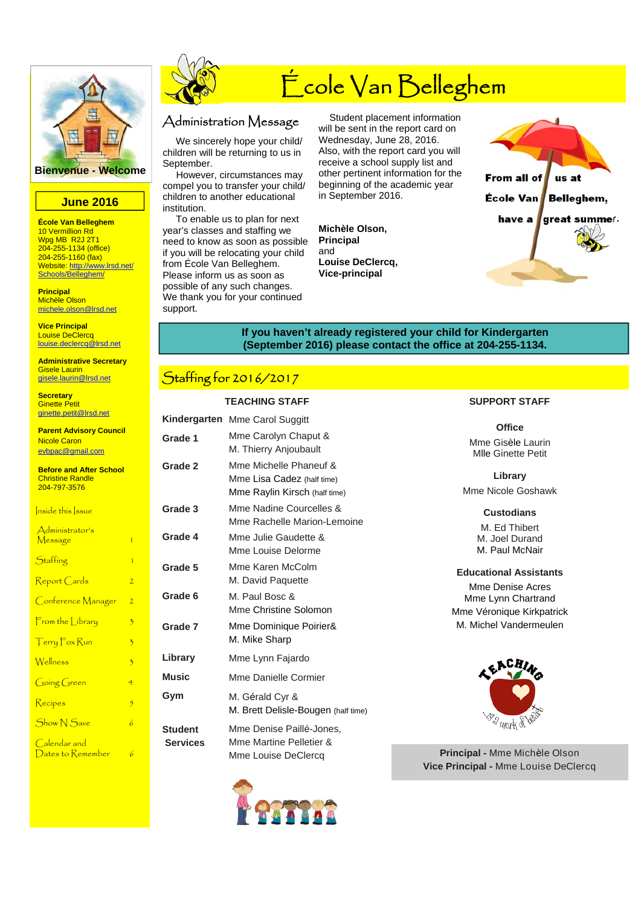# École Van Belleghem

Bienvenue - Welcome

**June 2016**

**École Van Belleghem**
10 Vermillion Rd
Wpg MB R2J 2T1
204-255-1134 (office)
204-255-1160 (fax)
Website: http://www.lrsd.net/Schools/Belleghem/

**Principal**
Michèle Olson
michele.olson@lrsd.net

**Vice Principal**
Louise DeClercq
louise.declercq@lrsd.net

**Administrative Secretary**
Gisele Laurin
gisele.laurin@lrsd.net

**Secretary**
Ginette Petit
ginette.petit@lrsd.net

**Parent Advisory Council**
Nicole Caron
evbpac@gmail.com

**Before and After School**
Christine Randle
204-797-3576

Inside this Issue

| | |
|---|---|
| Administrator's Message | 1 |
| Staffing | 1 |
| Report Cards | 2 |
| Conference Manager | 2 |
| From the Library | 3 |
| Terry Fox Run | 3 |
| Wellness | 3 |
| Going Green | 4 |
| Recipes | 5 |
| Show N Save | 6 |
| Calendar and Dates to Remember | 6 |

## Administration Message

We sincerely hope your child/children will be returning to us in September.

However, circumstances may compel you to transfer your child/children to another educational institution.

To enable us to plan for next year's classes and staffing we need to know as soon as possible if you will be relocating your child from École Van Belleghem. Please inform us as soon as possible of any such changes. We thank you for your continued support.

Student placement information will be sent in the report card on Wednesday, June 28, 2016. Also, with the report card you will receive a school supply list and other pertinent information for the beginning of the academic year in September 2016.

**Michèle Olson, Principal**
and
**Louise DeClercq, Vice-principal**

**From all of us at École Van Belleghem, have a great summer.**

**If you haven't already registered your child for Kindergarten (September 2016) please contact the office at 204-255-1134.**

## Staffing for 2016/2017

**TEACHING STAFF**

| | |
|---|---|
| **Kindergarten** | Mme Carol Suggitt |
| **Grade 1** | Mme Carolyn Chaput & M. Thierry Anjoubault |
| **Grade 2** | Mme Michelle Phaneuf & Mme Lisa Cadez (half time) Mme Raylin Kirsch (half time) |
| **Grade 3** | Mme Nadine Courcelles & Mme Rachelle Marion-Lemoine |
| **Grade 4** | Mme Julie Gaudette & Mme Louise Delorme |
| **Grade 5** | Mme Karen McColm M. David Paquette |
| **Grade 6** | M. Paul Bosc & Mme Christine Solomon |
| **Grade 7** | Mme Dominique Poirier& M. Mike Sharp |
| **Library** | Mme Lynn Fajardo |
| **Music** | Mme Danielle Cormier |
| **Gym** | M. Gérald Cyr & M. Brett Delisle-Bougen (half time) |
| **Student Services** | Mme Denise Paillé-Jones, Mme Martine Pelletier & Mme Louise DeClercq |

**SUPPORT STAFF**

**Office**
Mme Gisèle Laurin
Mlle Ginette Petit

**Library**
Mme Nicole Goshawk

**Custodians**
M. Ed Thibert
M. Joel Durand
M. Paul McNair

**Educational Assistants**
Mme Denise Acres
Mme Lynn Chartrand
Mme Véronique Kirkpatrick
M. Michel Vandermeulen

Teaching is a work of heart

**Principal -** Mme Michèle Olson
**Vice Principal -** Mme Louise DeClercq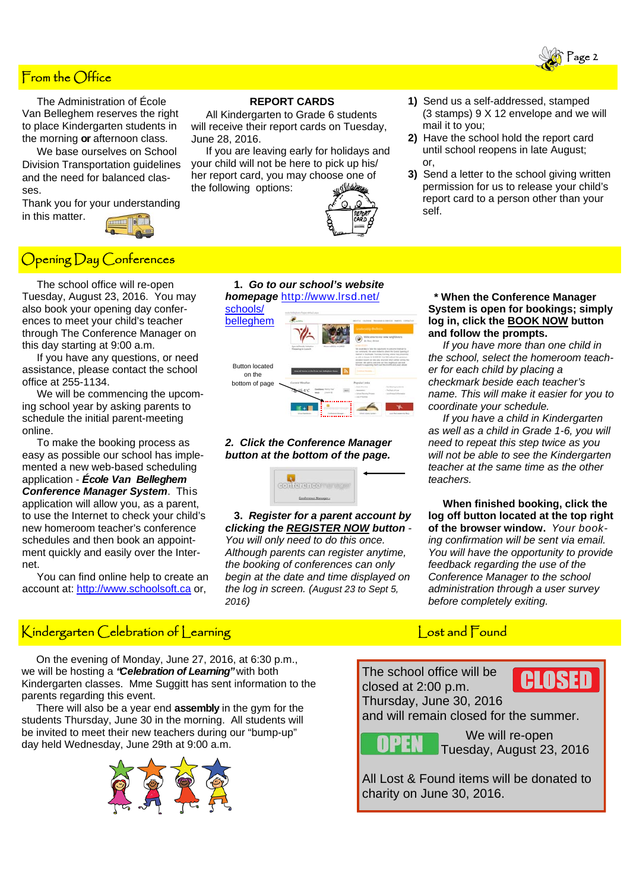## From the Office

The Administration of École Van Belleghem reserves the right to place Kindergarten students in the morning **or** afternoon class.

We base ourselves on School Division Transportation guidelines and the need for balanced classes.

Thank you for your understanding in this matter.

### REPORT CARDS

All Kindergarten to Grade 6 students will receive their report cards on Tuesday, June 28, 2016.

If you are leaving early for holidays and your child will not be here to pick up his/her report card, you may choose one of the following options:

1) Send us a self-addressed, stamped (3 stamps) 9 X 12 envelope and we will mail it to you;
2) Have the school hold the report card until school reopens in late August; or,
3) Send a letter to the school giving written permission for us to release your child's report card to a person other than your self.

## Opening Day Conferences

The school office will re-open Tuesday, August 23, 2016. You may also book your opening day conferences to meet your child's teacher through The Conference Manager on this day starting at 9:00 a.m.

If you have any questions, or need assistance, please contact the school office at 255-1134.

We will be commencing the upcoming school year by asking parents to schedule the initial parent-meeting online.

To make the booking process as easy as possible our school has implemented a new web-based scheduling application - ***École Van Belleghem Conference Manager System***. This application will allow you, as a parent, to use the Internet to check your child's new homeroom teacher's conference schedules and then book an appointment quickly and easily over the Internet.

You can find online help to create an account at: http://www.schoolsoft.ca or,

**1.** ***Go to our school's website homepage*** http://www.lrsd.net/schools/belleghem

Button located on the bottom of page

**2.** ***Click the Conference Manager button at the bottom of the page.***

**3.** ***Register for a parent account by clicking the REGISTER NOW button*** - *You will only need to do this once. Although parents can register anytime, the booking of conferences can only begin at the date and time displayed on the log in screen. (August 23 to Sept 5, 2016)*

**\* When the Conference Manager System is open for bookings; simply log in, click the BOOK NOW button and follow the prompts.**

*If you have more than one child in the school, select the homeroom teacher for each child by placing a checkmark beside each teacher's name. This will make it easier for you to coordinate your schedule.*

*If you have a child in Kindergarten as well as a child in Grade 1-6, you will need to repeat this step twice as you will not be able to see the Kindergarten teacher at the same time as the other teachers.*

**When finished booking, click the log off button located at the top right of the browser window.** *Your booking confirmation will be sent via email. You will have the opportunity to provide feedback regarding the use of the Conference Manager to the school administration through a user survey before completely exiting.*

## Kindergarten Celebration of Learning

On the evening of Monday, June 27, 2016, at 6:30 p.m., we will be hosting a ***"Celebration of Learning"*** with both Kindergarten classes. Mme Suggitt has sent information to the parents regarding this event.

There will also be a year end **assembly** in the gym for the students Thursday, June 30 in the morning. All students will be invited to meet their new teachers during our "bump-up" day held Wednesday, June 29th at 9:00 a.m.

## Lost and Found

The school office will be closed at 2:00 p.m. Thursday, June 30, 2016 and will remain closed for the summer.

CLOSED

OPEN

We will re-open Tuesday, August 23, 2016

All Lost & Found items will be donated to charity on June 30, 2016.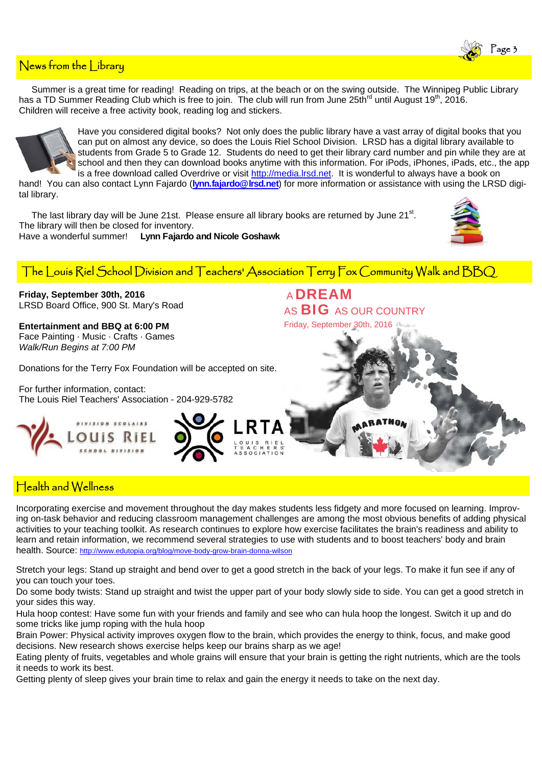## News from the Library

Summer is a great time for reading! Reading on trips, at the beach or on the swing outside. The Winnipeg Public Library has a TD Summer Reading Club which is free to join. The club will run from June 25th[rd] until August 19[th], 2016. Children will receive a free activity book, reading log and stickers.

Have you considered digital books? Not only does the public library have a vast array of digital books that you can put on almost any device, so does the Louis Riel School Division. LRSD has a digital library available to students from Grade 5 to Grade 12. Students do need to get their library card number and pin while they are at school and then they can download books anytime with this information. For iPods, iPhones, iPads, etc., the app is a free download called Overdrive or visit http://media.lrsd.net. It is wonderful to always have a book on hand! You can also contact Lynn Fajardo (**lynn.fajardo@lrsd.net**) for more information or assistance with using the LRSD digital library.

The last library day will be June 21st. Please ensure all library books are returned by June 21[st]. The library will then be closed for inventory.
Have a wonderful summer! **Lynn Fajardo and Nicole Goshawk**

## The Louis Riel School Division and Teachers' Association Terry Fox Community Walk and BBQ

**Friday, September 30th, 2016**
LRSD Board Office, 900 St. Mary's Road

**Entertainment and BBQ at 6:00 PM**
Face Painting · Music · Crafts · Games
*Walk/Run Begins at 7:00 PM*

Donations for the Terry Fox Foundation will be accepted on site.

For further information, contact:
The Louis Riel Teachers' Association - 204-929-5782

A **DREAM** AS **BIG** AS OUR COUNTRY
Friday, September 30th, 2016

## Health and Wellness

Incorporating exercise and movement throughout the day makes students less fidgety and more focused on learning. Improving on-task behavior and reducing classroom management challenges are among the most obvious benefits of adding physical activities to your teaching toolkit. As research continues to explore how exercise facilitates the brain's readiness and ability to learn and retain information, we recommend several strategies to use with students and to boost teachers' body and brain health. Source: http://www.edutopia.org/blog/move-body-grow-brain-donna-wilson

Stretch your legs: Stand up straight and bend over to get a good stretch in the back of your legs. To make it fun see if any of you can touch your toes.
Do some body twists: Stand up straight and twist the upper part of your body slowly side to side. You can get a good stretch in your sides this way.
Hula hoop contest: Have some fun with your friends and family and see who can hula hoop the longest. Switch it up and do some tricks like jump roping with the hula hoop
Brain Power: Physical activity improves oxygen flow to the brain, which provides the energy to think, focus, and make good decisions. New research shows exercise helps keep our brains sharp as we age!
Eating plenty of fruits, vegetables and whole grains will ensure that your brain is getting the right nutrients, which are the tools it needs to work its best.
Getting plenty of sleep gives your brain time to relax and gain the energy it needs to take on the next day.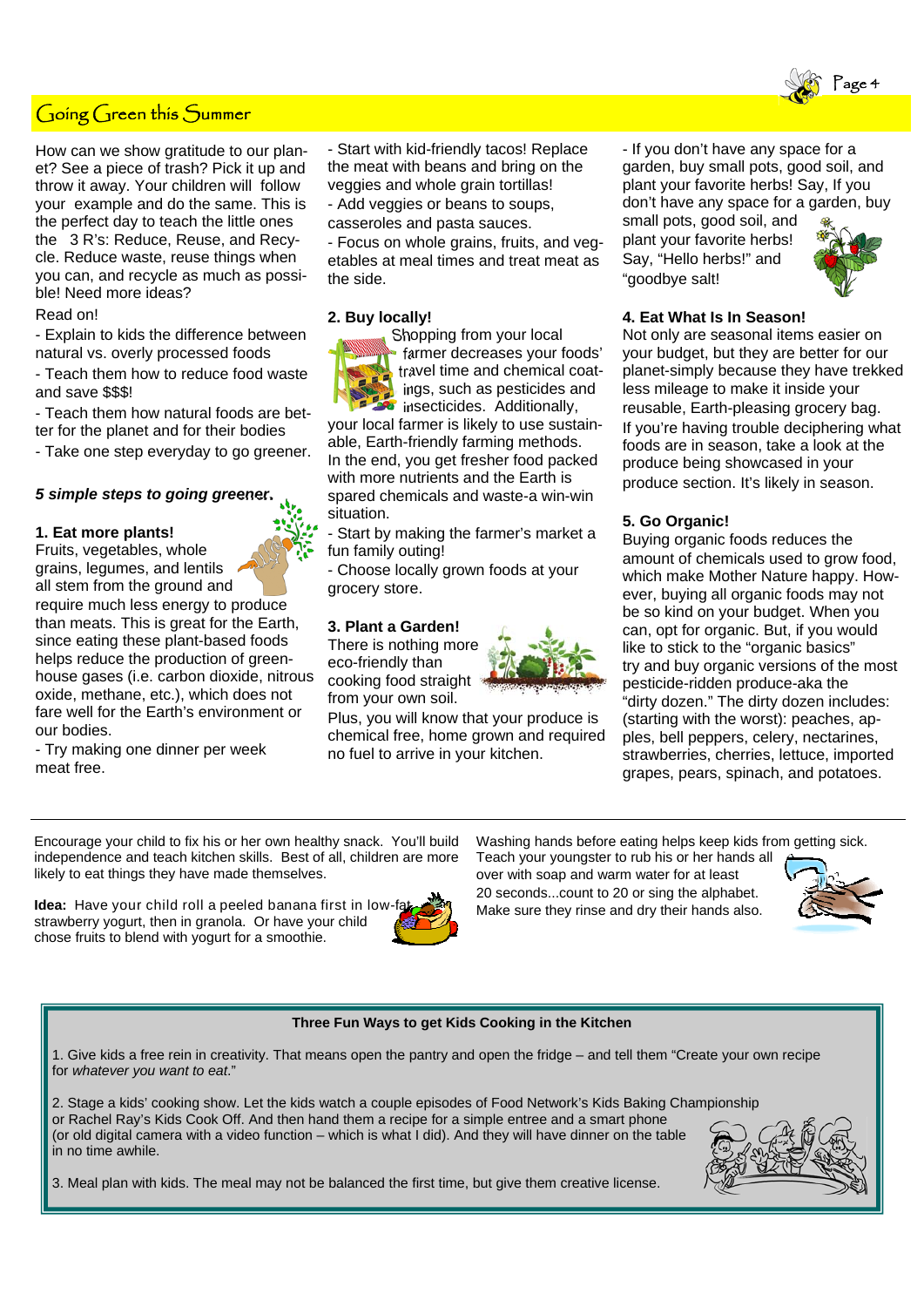## Going Green this Summer

How can we show gratitude to our planet? See a piece of trash? Pick it up and throw it away. Your children will follow your example and do the same. This is the perfect day to teach the little ones the 3 R's: Reduce, Reuse, and Recycle. Reduce waste, reuse things when you can, and recycle as much as possible! Need more ideas?

Read on!

- Explain to kids the difference between natural vs. overly processed foods
- Teach them how to reduce food waste and save $$$!
- Teach them how natural foods are better for the planet and for their bodies
- Take one step everyday to go greener.

***5 simple steps to going greener.***

**1. Eat more plants!**

Fruits, vegetables, whole grains, legumes, and lentils all stem from the ground and require much less energy to produce than meats. This is great for the Earth, since eating these plant-based foods helps reduce the production of greenhouse gases (i.e. carbon dioxide, nitrous oxide, methane, etc.), which does not fare well for the Earth's environment or our bodies.

- Try making one dinner per week meat free.
- Start with kid-friendly tacos! Replace the meat with beans and bring on the veggies and whole grain tortillas!
- Add veggies or beans to soups, casseroles and pasta sauces.
- Focus on whole grains, fruits, and vegetables at meal times and treat meat as the side.

**2. Buy locally!**

Shopping from your local farmer decreases your foods' travel time and chemical coatings, such as pesticides and insecticides. Additionally, your local farmer is likely to use sustainable, Earth-friendly farming methods. In the end, you get fresher food packed with more nutrients and the Earth is spared chemicals and waste-a win-win situation.

- Start by making the farmer's market a fun family outing!
- Choose locally grown foods at your grocery store.

**3. Plant a Garden!**

There is nothing more eco-friendly than cooking food straight from your own soil.

Plus, you will know that your produce is chemical free, home grown and required no fuel to arrive in your kitchen.

- If you don't have any space for a garden, buy small pots, good soil, and plant your favorite herbs! Say, If you don't have any space for a garden, buy small pots, good soil, and plant your favorite herbs! Say, "Hello herbs!" and "goodbye salt!

**4. Eat What Is In Season!**

Not only are seasonal items easier on your budget, but they are better for our planet-simply because they have trekked less mileage to make it inside your reusable, Earth-pleasing grocery bag. If you're having trouble deciphering what foods are in season, take a look at the produce being showcased in your produce section. It's likely in season.

**5. Go Organic!**

Buying organic foods reduces the amount of chemicals used to grow food, which make Mother Nature happy. However, buying all organic foods may not be so kind on your budget. When you can, opt for organic. But, if you would like to stick to the "organic basics" try and buy organic versions of the most pesticide-ridden produce-aka the "dirty dozen." The dirty dozen includes: (starting with the worst): peaches, apples, bell peppers, celery, nectarines, strawberries, cherries, lettuce, imported grapes, pears, spinach, and potatoes.

---

Encourage your child to fix his or her own healthy snack. You'll build independence and teach kitchen skills. Best of all, children are more likely to eat things they have made themselves.

**Idea:** Have your child roll a peeled banana first in low-fat strawberry yogurt, then in granola. Or have your child chose fruits to blend with yogurt for a smoothie.

Washing hands before eating helps keep kids from getting sick. Teach your youngster to rub his or her hands all over with soap and warm water for at least 20 seconds...count to 20 or sing the alphabet. Make sure they rinse and dry their hands also.

---

**Three Fun Ways to get Kids Cooking in the Kitchen**

1. Give kids a free rein in creativity. That means open the pantry and open the fridge – and tell them "Create your own recipe for *whatever you want to eat*."

2. Stage a kids' cooking show. Let the kids watch a couple episodes of Food Network's Kids Baking Championship or Rachel Ray's Kids Cook Off. And then hand them a recipe for a simple entree and a smart phone (or old digital camera with a video function – which is what I did). And they will have dinner on the table in no time awhile.

3. Meal plan with kids. The meal may not be balanced the first time, but give them creative license.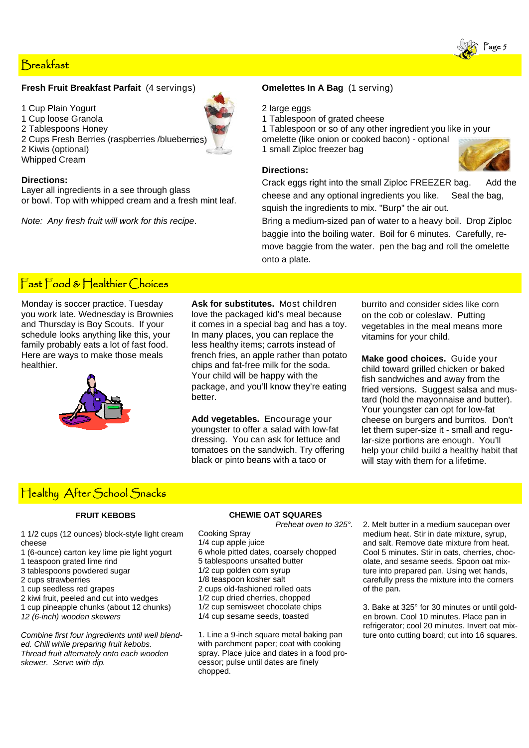## Breakfast

**Fresh Fruit Breakfast Parfait** (4 servings)

1 Cup Plain Yogurt
1 Cup loose Granola
2 Tablespoons Honey
2 Cups Fresh Berries (raspberries /blueberries)
2 Kiwis (optional)
Whipped Cream

**Directions:**
Layer all ingredients in a see through glass or bowl. Top with whipped cream and a fresh mint leaf.

*Note: Any fresh fruit will work for this recipe*.

**Omelettes In A Bag** (1 serving)

2 large eggs
1 Tablespoon of grated cheese
1 Tablespoon or so of any other ingredient you like in your omelette (like onion or cooked bacon) - optional
1 small Ziploc freezer bag

**Directions:**
Crack eggs right into the small Ziploc FREEZER bag. Add the cheese and any optional ingredients you like. Seal the bag, squish the ingredients to mix. "Burp" the air out.
Bring a medium-sized pan of water to a heavy boil. Drop Ziploc baggie into the boiling water. Boil for 6 minutes. Carefully, remove baggie from the water. pen the bag and roll the omelette onto a plate.

## Fast Food & Healthier Choices

Monday is soccer practice. Tuesday you work late. Wednesday is Brownies and Thursday is Boy Scouts. If your schedule looks anything like this, your family probably eats a lot of fast food. Here are ways to make those meals healthier.

**Ask for substitutes.** Most children love the packaged kid's meal because it comes in a special bag and has a toy. In many places, you can replace the less healthy items; carrots instead of french fries, an apple rather than potato chips and fat-free milk for the soda. Your child will be happy with the package, and you'll know they're eating better.

**Add vegetables.** Encourage your youngster to offer a salad with low-fat dressing. You can ask for lettuce and tomatoes on the sandwich. Try offering black or pinto beans with a taco or burrito and consider sides like corn on the cob or coleslaw. Putting vegetables in the meal means more vitamins for your child.

**Make good choices.** Guide your child toward grilled chicken or baked fish sandwiches and away from the fried versions. Suggest salsa and mustard (hold the mayonnaise and butter). Your youngster can opt for low-fat cheese on burgers and burritos. Don't let them super-size it - small and regular-size portions are enough. You'll help your child build a healthy habit that will stay with them for a lifetime.

## Healthy After School Snacks

**FRUIT KEBOBS**

1 1/2 cups (12 ounces) block-style light cream cheese
1 (6-ounce) carton key lime pie light yogurt
1 teaspoon grated lime rind
3 tablespoons powdered sugar
2 cups strawberries
1 cup seedless red grapes
2 kiwi fruit, peeled and cut into wedges
1 cup pineapple chunks (about 12 chunks)
*12 (6-inch) wooden skewers*

*Combine first four ingredients until well blended. Chill while preparing fruit kebobs.*
*Thread fruit alternately onto each wooden skewer. Serve with dip.*

**CHEWIE OAT SQUARES**

*Preheat oven to 325°.*

Cooking Spray
1/4 cup apple juice
6 whole pitted dates, coarsely chopped
5 tablespoons unsalted butter
1/2 cup golden corn syrup
1/8 teaspoon kosher salt
2 cups old-fashioned rolled oats
1/2 cup dried cherries, chopped
1/2 cup semisweet chocolate chips
1/4 cup sesame seeds, toasted

1. Line a 9-inch square metal baking pan with parchment paper; coat with cooking spray. Place juice and dates in a food processor; pulse until dates are finely chopped.

2. Melt butter in a medium saucepan over medium heat. Stir in date mixture, syrup, and salt. Remove date mixture from heat. Cool 5 minutes. Stir in oats, cherries, chocolate, and sesame seeds. Spoon oat mixture into prepared pan. Using wet hands, carefully press the mixture into the corners of the pan.

3. Bake at 325° for 30 minutes or until golden brown. Cool 10 minutes. Place pan in refrigerator; cool 20 minutes. Invert oat mixture onto cutting board; cut into 16 squares.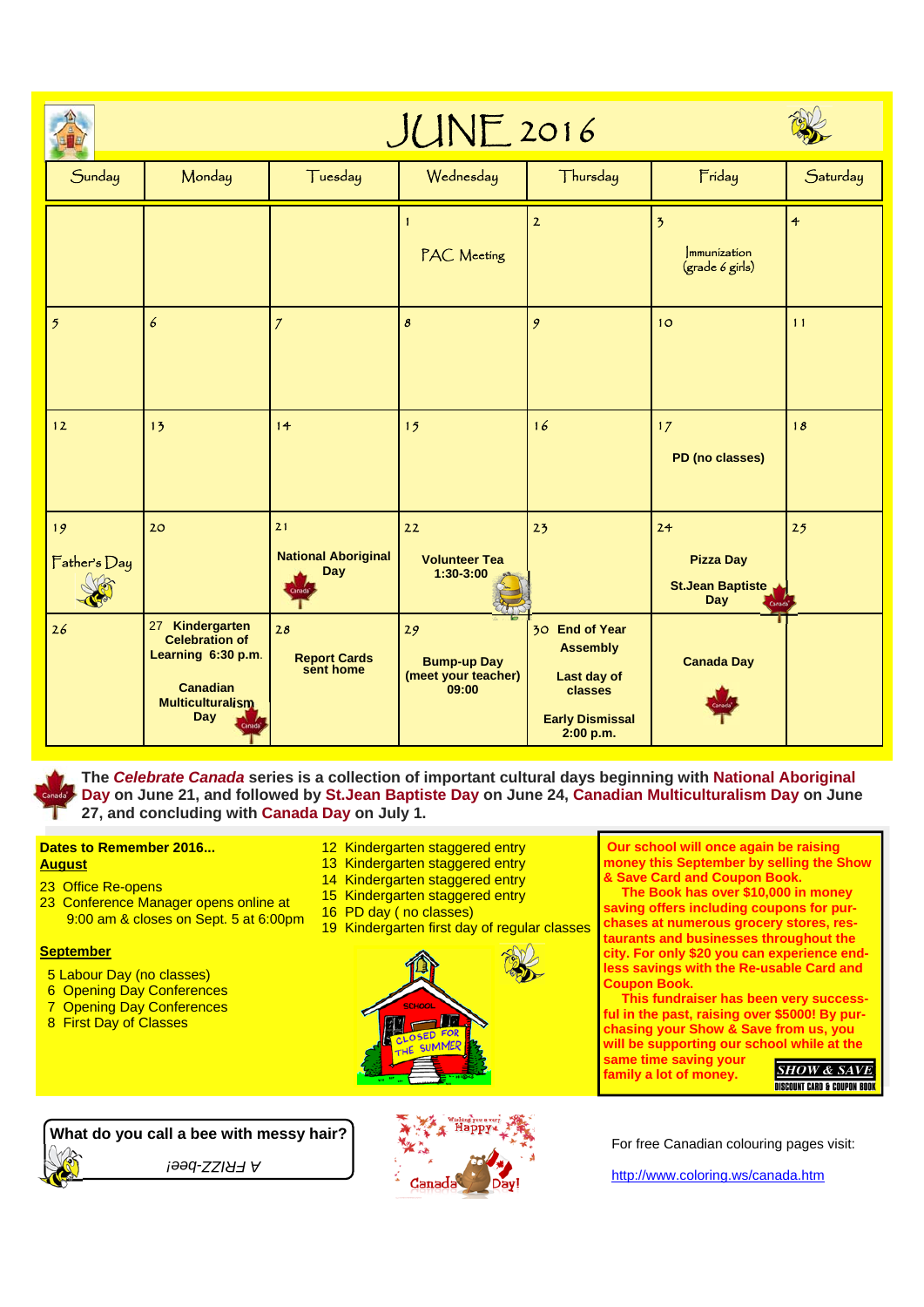# JUNE 2016

| Sunday | Monday | Tuesday | Wednesday | Thursday | Friday | Saturday |
|---|---|---|---|---|---|---|
| | | | 1 PAC Meeting | 2 | 3 Immunization (grade 6 girls) | 4 |
| 5 | 6 | 7 | 8 | 9 | 10 | 11 |
| 12 | 13 | 14 | 15 | 16 | 17 **PD (no classes)** | 18 |
| 19 Father's Day | 20 | 21 **National Aboriginal Day** | 22 **Volunteer Tea 1:30-3:00** | 23 | 24 **Pizza Day** **St.Jean Baptiste Day** | 25 |
| 26 | 27 **Kindergarten Celebration of Learning 6:30 p.m.** **Canadian Multiculturalism Day** | 28 **Report Cards sent home** | 29 **Bump-up Day (meet your teacher) 09:00** | 30 **End of Year Assembly** **Last day of classes** **Early Dismissal 2:00 p.m.** | **Canada Day** | |

**The *Celebrate Canada* series is a collection of important cultural days beginning with National Aboriginal Day on June 21, and followed by St.Jean Baptiste Day on June 24, Canadian Multiculturalism Day on June 27, and concluding with Canada Day on July 1.**

**Dates to Remember 2016...**

**August**

23 Office Re-opens
23 Conference Manager opens online at 9:00 am & closes on Sept. 5 at 6:00pm

**September**

5 Labour Day (no classes)
6 Opening Day Conferences
7 Opening Day Conferences
8 First Day of Classes
12 Kindergarten staggered entry
13 Kindergarten staggered entry
14 Kindergarten staggered entry
15 Kindergarten staggered entry
16 PD day ( no classes)
19 Kindergarten first day of regular classes

**Our school will once again be raising money this September by selling the Show & Save Card and Coupon Book.**

**The Book has over $10,000 in money saving offers including coupons for purchases at numerous grocery stores, restaurants and businesses throughout the city. For only $20 you can experience endless savings with the Re-usable Card and Coupon Book.**

**This fundraiser has been very successful in the past, raising over $5000! By purchasing your Show & Save from us, you will be supporting our school while at the same time saving your family a lot of money.**

SHOW & SAVE DISCOUNT CARD & COUPON BOOK

**What do you call a bee with messy hair?**

A FRIZZ-bee!

For free Canadian colouring pages visit:

http://www.coloring.ws/canada.htm